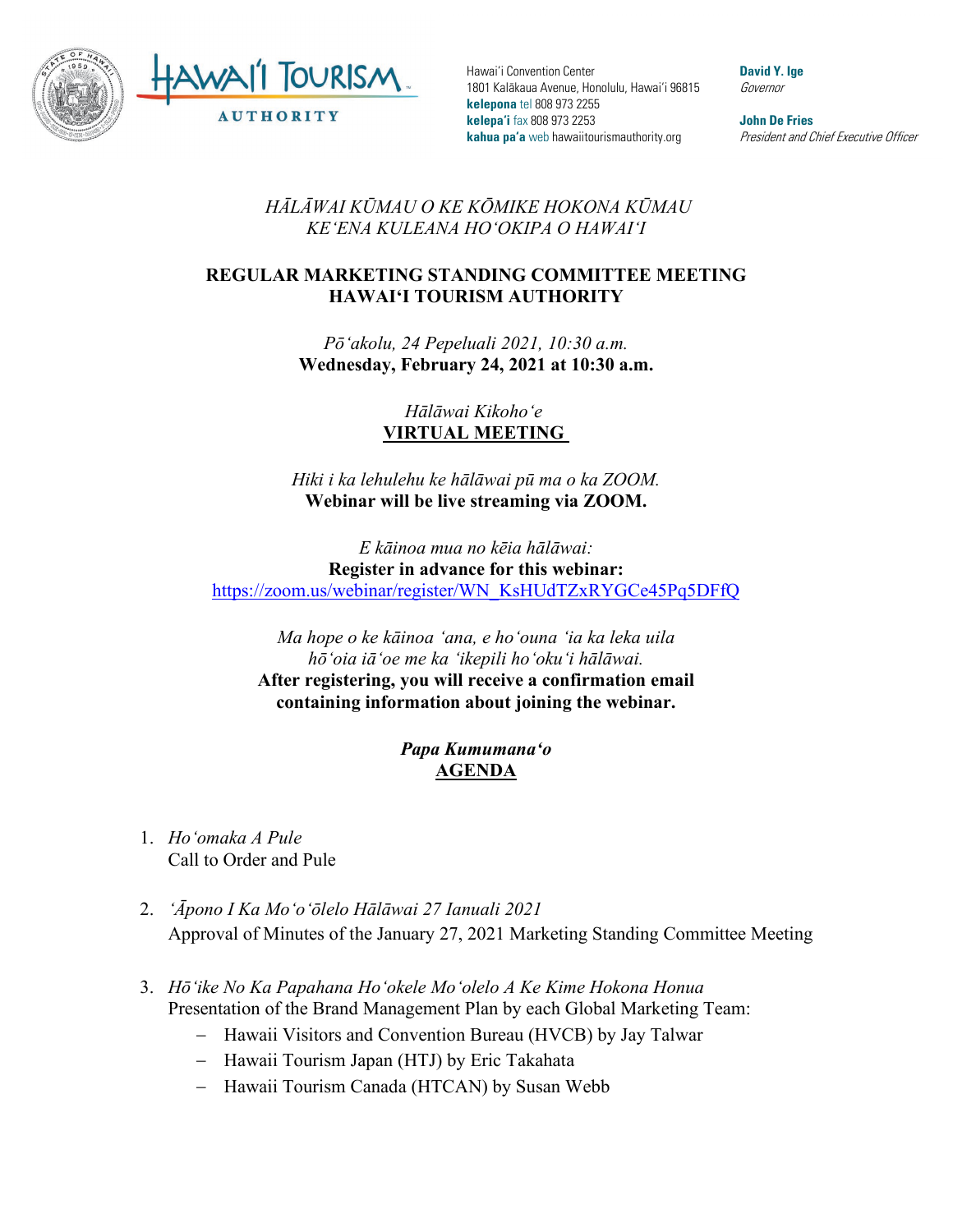Hawaiʻi Convention Center
1801 Kalākaua Avenue, Honolulu, Hawaiʻi 96815
**kelepona** tel 808 973 2255
**kelepaʻi** fax 808 973 2253
**kahua paʻa** web hawaiitourismauthority.org

**David Y. Ige**
*Governor*

**John De Fries**
*President and Chief Executive Officer*

*HĀLĀWAI KŪMAU O KE KŌMIKE HOKONA KŪMAU*
*KEʻENA KULEANA HOʻOKIPA O HAWAIʻI*

# REGULAR MARKETING STANDING COMMITTEE MEETING HAWAIʻI TOURISM AUTHORITY

*Pōʻakolu, 24 Pepeluali 2021, 10:30 a.m.*
**Wednesday, February 24, 2021 at 10:30 a.m.**

*Hālāwai Kikohoʻe*
**VIRTUAL MEETING**

*Hiki i ka lehulehu ke hālāwai pū ma o ka ZOOM.*
**Webinar will be live streaming via ZOOM.**

*E kāinoa mua no kēia hālāwai:*
**Register in advance for this webinar:**
https://zoom.us/webinar/register/WN_KsHUdTZxRYGCe45Pq5DFfQ

*Ma hope o ke kāinoa ʻana, e hoʻouna ʻia ka leka uila hōʻoia iāʻoe me ka ʻikepili hoʻokuʻi hālāwai.*
**After registering, you will receive a confirmation email containing information about joining the webinar.**

***Papa Kumumanaʻo***
**AGENDA**

1. *Hoʻomaka A Pule*
   Call to Order and Pule

2. *ʻĀpono I Ka Moʻoʻōlelo Hālāwai 27 Ianuali 2021*
   Approval of Minutes of the January 27, 2021 Marketing Standing Committee Meeting

3. *Hōʻike No Ka Papahana Hoʻokele Moʻolelo A Ke Kime Hokona Honua*
   Presentation of the Brand Management Plan by each Global Marketing Team:
   - Hawaii Visitors and Convention Bureau (HVCB) by Jay Talwar
   - Hawaii Tourism Japan (HTJ) by Eric Takahata
   - Hawaii Tourism Canada (HTCAN) by Susan Webb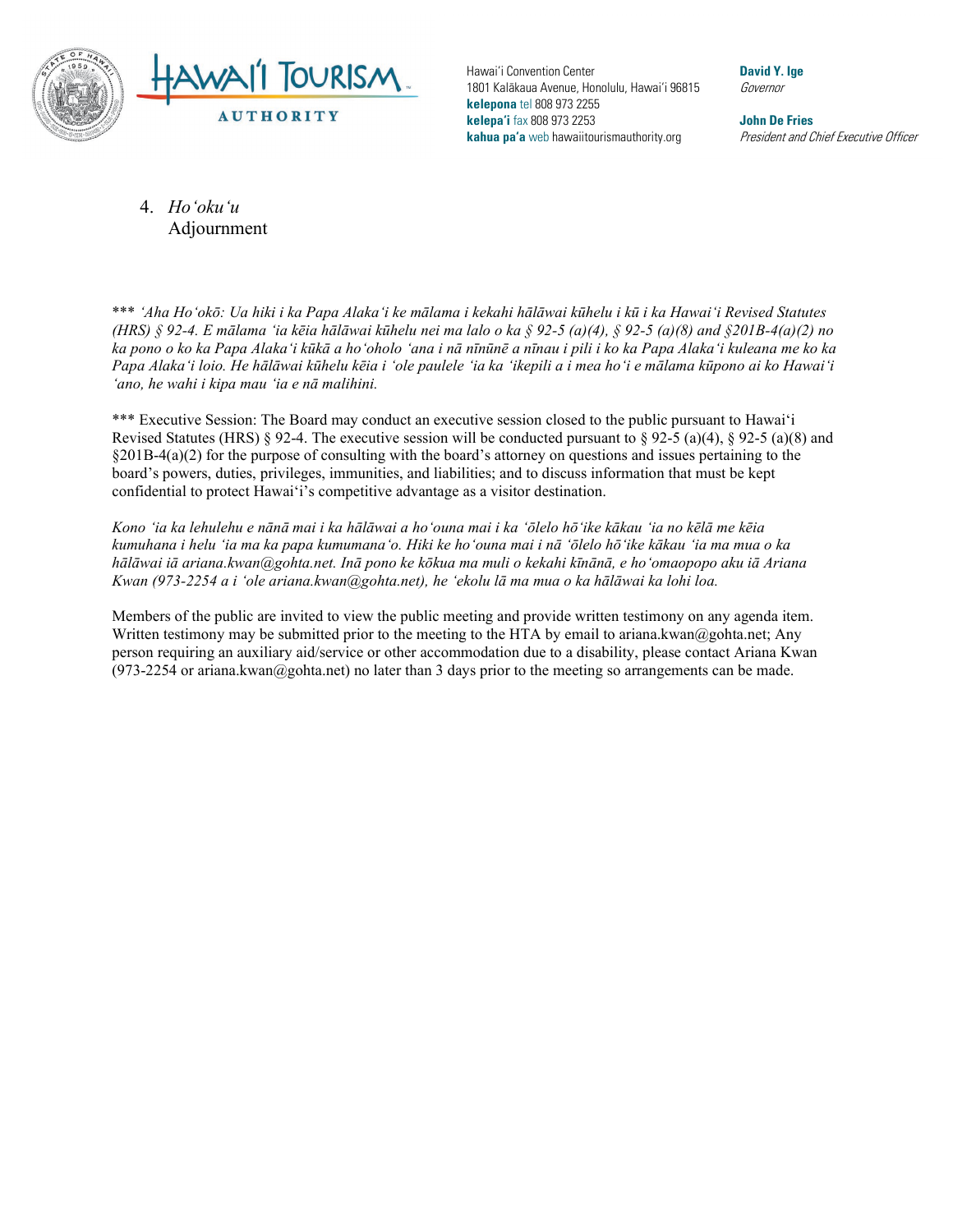4. *Hoʻokuʻu*
   Adjournment

\*\*\* *ʻAha Hoʻokō: Ua hiki i ka Papa Alakaʻi ke mālama i kekahi hālāwai kūhelu i kū i ka Hawaiʻi Revised Statutes (HRS) § 92-4. E mālama ʻia kēia hālāwai kūhelu nei ma lalo o ka § 92-5 (a)(4), § 92-5 (a)(8) and §201B-4(a)(2) no ka pono o ko ka Papa Alakaʻi kūkā a hoʻoholo ʻana i nā nīnūnē a nīnau i pili i ko ka Papa Alakaʻi kuleana me ko ka Papa Alakaʻi loio. He hālāwai kūhelu kēia i ʻole paulele ʻia ka ʻikepili a i mea hoʻi e mālama kūpono ai ko Hawaiʻi ʻano, he wahi i kipa mau ʻia e nā malihini.*

\*\*\* Executive Session: The Board may conduct an executive session closed to the public pursuant to Hawaiʻi Revised Statutes (HRS) § 92-4. The executive session will be conducted pursuant to § 92-5 (a)(4), § 92-5 (a)(8) and §201B-4(a)(2) for the purpose of consulting with the board's attorney on questions and issues pertaining to the board's powers, duties, privileges, immunities, and liabilities; and to discuss information that must be kept confidential to protect Hawaiʻi's competitive advantage as a visitor destination.

*Kono ʻia ka lehulehu e nānā mai i ka hālāwai a hoʻouna mai i ka ʻōlelo hōʻike kākau ʻia no kēlā me kēia kumuhana i helu ʻia ma ka papa kumumanaʻo. Hiki ke hoʻouna mai i nā ʻōlelo hōʻike kākau ʻia ma mua o ka hālāwai iā ariana.kwan@gohta.net. Inā pono ke kōkua ma muli o kekahi kīnānā, e hoʻomaopopo aku iā Ariana Kwan (973-2254 a i ʻole ariana.kwan@gohta.net), he ʻekolu lā ma mua o ka hālāwai ka lohi loa.*

Members of the public are invited to view the public meeting and provide written testimony on any agenda item. Written testimony may be submitted prior to the meeting to the HTA by email to ariana.kwan@gohta.net; Any person requiring an auxiliary aid/service or other accommodation due to a disability, please contact Ariana Kwan (973-2254 or ariana.kwan@gohta.net) no later than 3 days prior to the meeting so arrangements can be made.